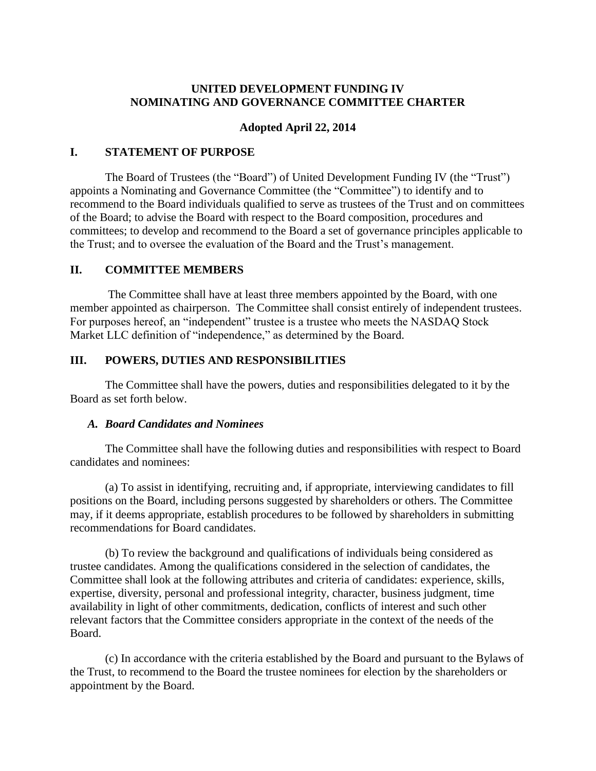# UNITED DEVELOPMENT FUNDING IV
# NOMINATING AND GOVERNANCE COMMITTEE CHARTER

**Adopted April 22, 2014**

## I. STATEMENT OF PURPOSE

The Board of Trustees (the "Board") of United Development Funding IV (the "Trust") appoints a Nominating and Governance Committee (the "Committee") to identify and to recommend to the Board individuals qualified to serve as trustees of the Trust and on committees of the Board; to advise the Board with respect to the Board composition, procedures and committees; to develop and recommend to the Board a set of governance principles applicable to the Trust; and to oversee the evaluation of the Board and the Trust's management.

## II. COMMITTEE MEMBERS

The Committee shall have at least three members appointed by the Board, with one member appointed as chairperson. The Committee shall consist entirely of independent trustees. For purposes hereof, an "independent" trustee is a trustee who meets the NASDAQ Stock Market LLC definition of "independence," as determined by the Board.

## III. POWERS, DUTIES AND RESPONSIBILITIES

The Committee shall have the powers, duties and responsibilities delegated to it by the Board as set forth below.

### *A. Board Candidates and Nominees*

The Committee shall have the following duties and responsibilities with respect to Board candidates and nominees:

(a) To assist in identifying, recruiting and, if appropriate, interviewing candidates to fill positions on the Board, including persons suggested by shareholders or others. The Committee may, if it deems appropriate, establish procedures to be followed by shareholders in submitting recommendations for Board candidates.

(b) To review the background and qualifications of individuals being considered as trustee candidates. Among the qualifications considered in the selection of candidates, the Committee shall look at the following attributes and criteria of candidates: experience, skills, expertise, diversity, personal and professional integrity, character, business judgment, time availability in light of other commitments, dedication, conflicts of interest and such other relevant factors that the Committee considers appropriate in the context of the needs of the Board.

(c) In accordance with the criteria established by the Board and pursuant to the Bylaws of the Trust, to recommend to the Board the trustee nominees for election by the shareholders or appointment by the Board.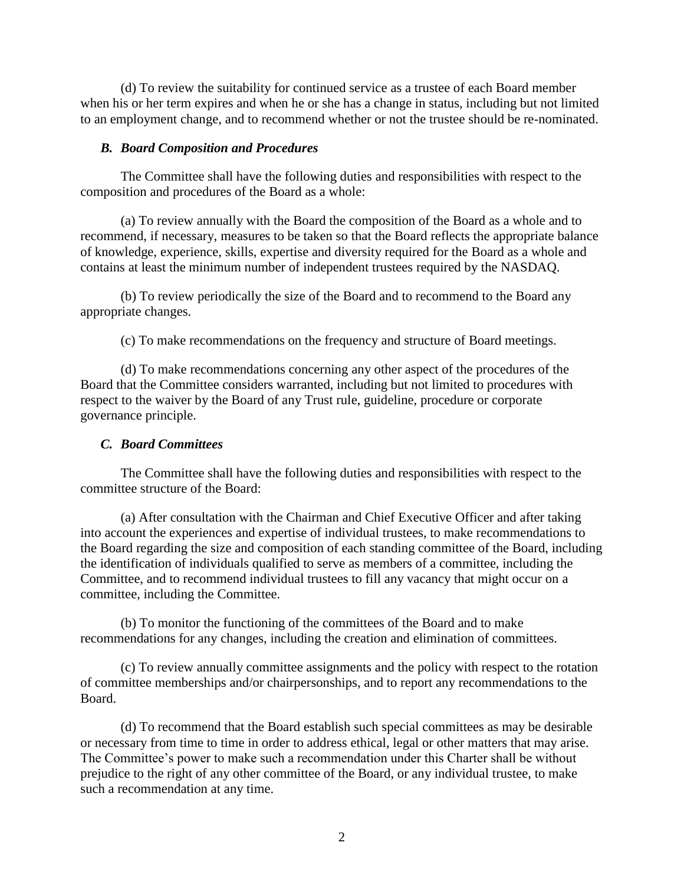(d) To review the suitability for continued service as a trustee of each Board member when his or her term expires and when he or she has a change in status, including but not limited to an employment change, and to recommend whether or not the trustee should be re-nominated.

### *B. Board Composition and Procedures*

The Committee shall have the following duties and responsibilities with respect to the composition and procedures of the Board as a whole:

(a) To review annually with the Board the composition of the Board as a whole and to recommend, if necessary, measures to be taken so that the Board reflects the appropriate balance of knowledge, experience, skills, expertise and diversity required for the Board as a whole and contains at least the minimum number of independent trustees required by the NASDAQ.

(b) To review periodically the size of the Board and to recommend to the Board any appropriate changes.

(c) To make recommendations on the frequency and structure of Board meetings.

(d) To make recommendations concerning any other aspect of the procedures of the Board that the Committee considers warranted, including but not limited to procedures with respect to the waiver by the Board of any Trust rule, guideline, procedure or corporate governance principle.

### *C. Board Committees*

The Committee shall have the following duties and responsibilities with respect to the committee structure of the Board:

(a) After consultation with the Chairman and Chief Executive Officer and after taking into account the experiences and expertise of individual trustees, to make recommendations to the Board regarding the size and composition of each standing committee of the Board, including the identification of individuals qualified to serve as members of a committee, including the Committee, and to recommend individual trustees to fill any vacancy that might occur on a committee, including the Committee.

(b) To monitor the functioning of the committees of the Board and to make recommendations for any changes, including the creation and elimination of committees.

(c) To review annually committee assignments and the policy with respect to the rotation of committee memberships and/or chairpersonships, and to report any recommendations to the Board.

(d) To recommend that the Board establish such special committees as may be desirable or necessary from time to time in order to address ethical, legal or other matters that may arise. The Committee's power to make such a recommendation under this Charter shall be without prejudice to the right of any other committee of the Board, or any individual trustee, to make such a recommendation at any time.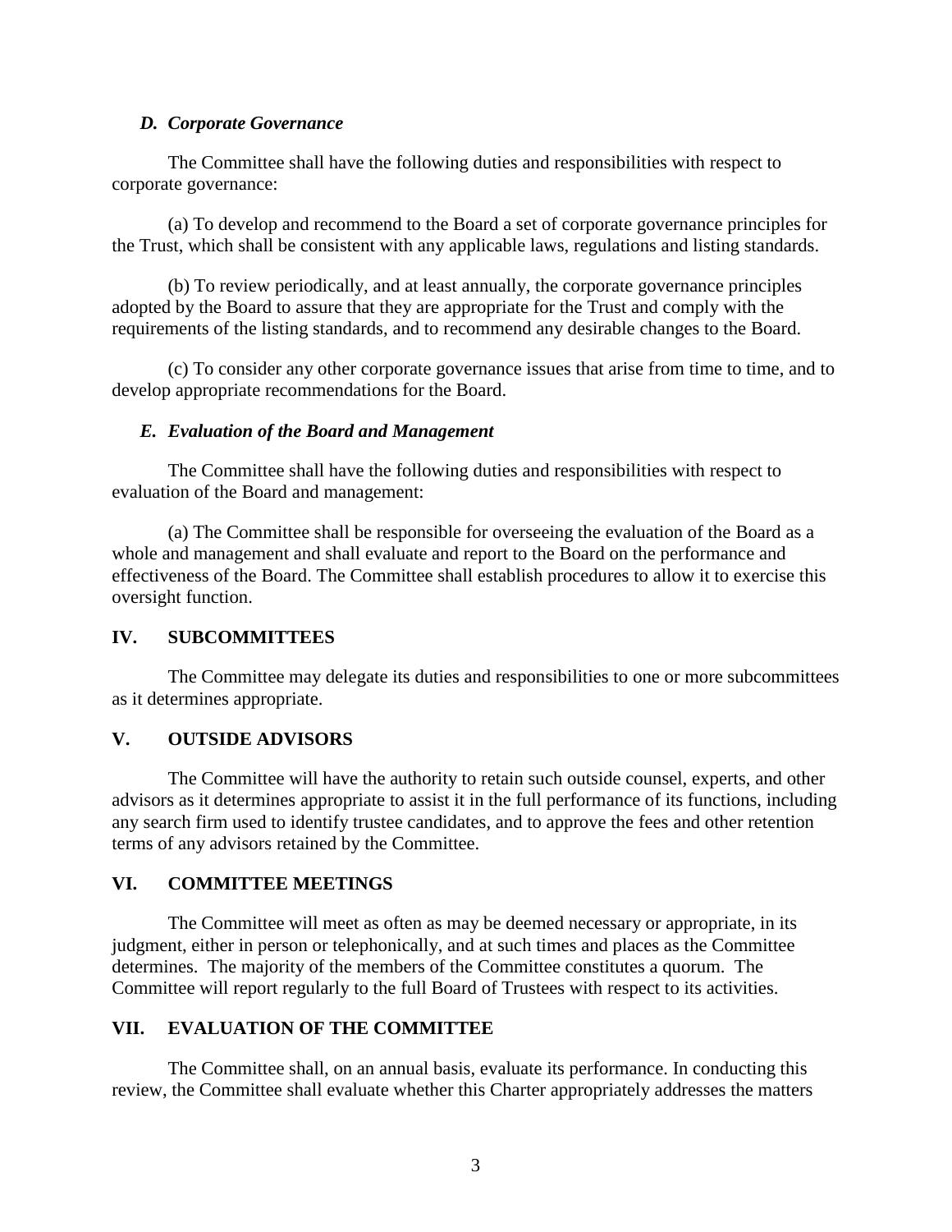### *D. Corporate Governance*

The Committee shall have the following duties and responsibilities with respect to corporate governance:

(a) To develop and recommend to the Board a set of corporate governance principles for the Trust, which shall be consistent with any applicable laws, regulations and listing standards.

(b) To review periodically, and at least annually, the corporate governance principles adopted by the Board to assure that they are appropriate for the Trust and comply with the requirements of the listing standards, and to recommend any desirable changes to the Board.

(c) To consider any other corporate governance issues that arise from time to time, and to develop appropriate recommendations for the Board.

### *E. Evaluation of the Board and Management*

The Committee shall have the following duties and responsibilities with respect to evaluation of the Board and management:

(a) The Committee shall be responsible for overseeing the evaluation of the Board as a whole and management and shall evaluate and report to the Board on the performance and effectiveness of the Board. The Committee shall establish procedures to allow it to exercise this oversight function.

## IV. SUBCOMMITTEES

The Committee may delegate its duties and responsibilities to one or more subcommittees as it determines appropriate.

## V. OUTSIDE ADVISORS

The Committee will have the authority to retain such outside counsel, experts, and other advisors as it determines appropriate to assist it in the full performance of its functions, including any search firm used to identify trustee candidates, and to approve the fees and other retention terms of any advisors retained by the Committee.

## VI. COMMITTEE MEETINGS

The Committee will meet as often as may be deemed necessary or appropriate, in its judgment, either in person or telephonically, and at such times and places as the Committee determines. The majority of the members of the Committee constitutes a quorum. The Committee will report regularly to the full Board of Trustees with respect to its activities.

## VII. EVALUATION OF THE COMMITTEE

The Committee shall, on an annual basis, evaluate its performance. In conducting this review, the Committee shall evaluate whether this Charter appropriately addresses the matters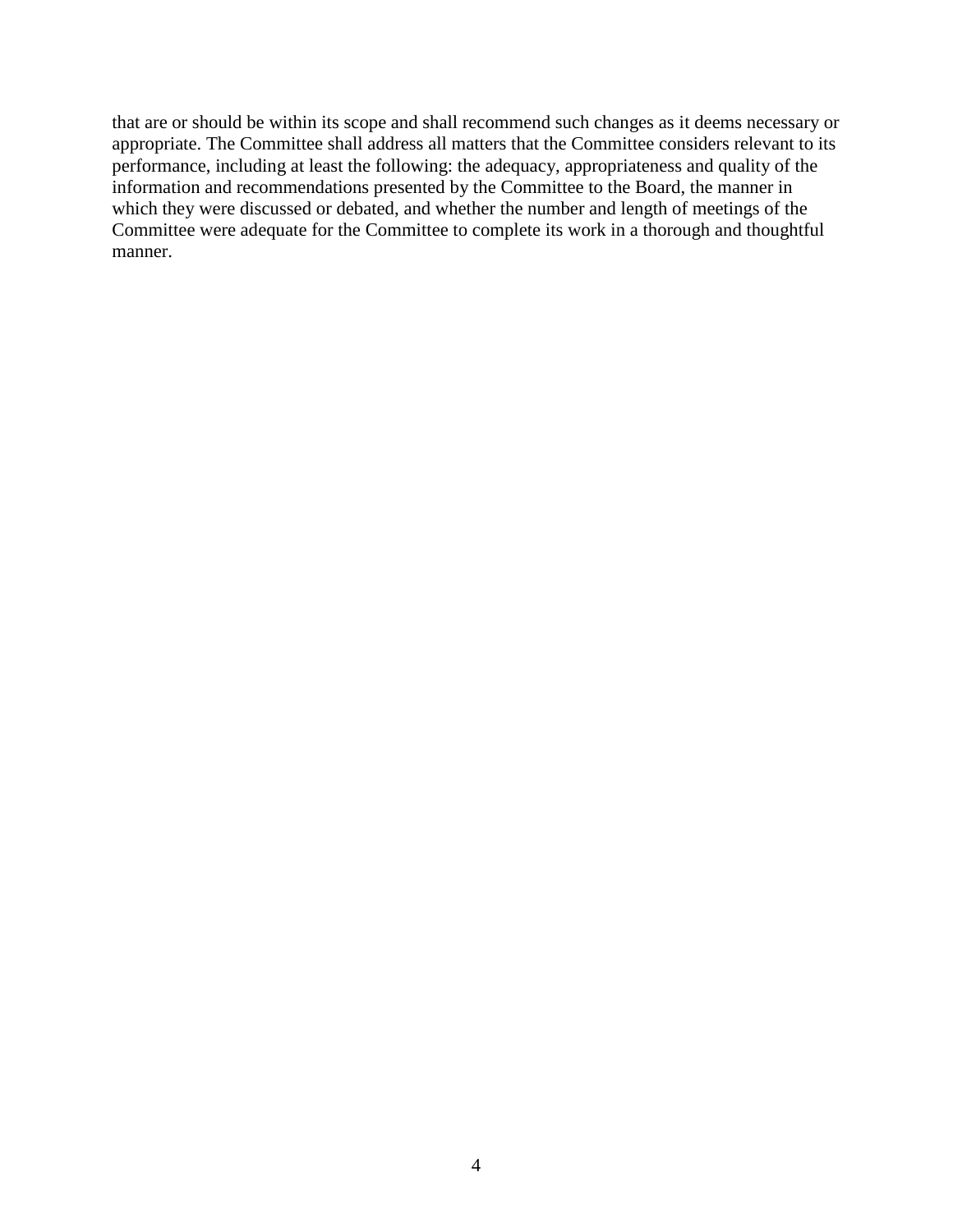that are or should be within its scope and shall recommend such changes as it deems necessary or appropriate. The Committee shall address all matters that the Committee considers relevant to its performance, including at least the following: the adequacy, appropriateness and quality of the information and recommendations presented by the Committee to the Board, the manner in which they were discussed or debated, and whether the number and length of meetings of the Committee were adequate for the Committee to complete its work in a thorough and thoughtful manner.